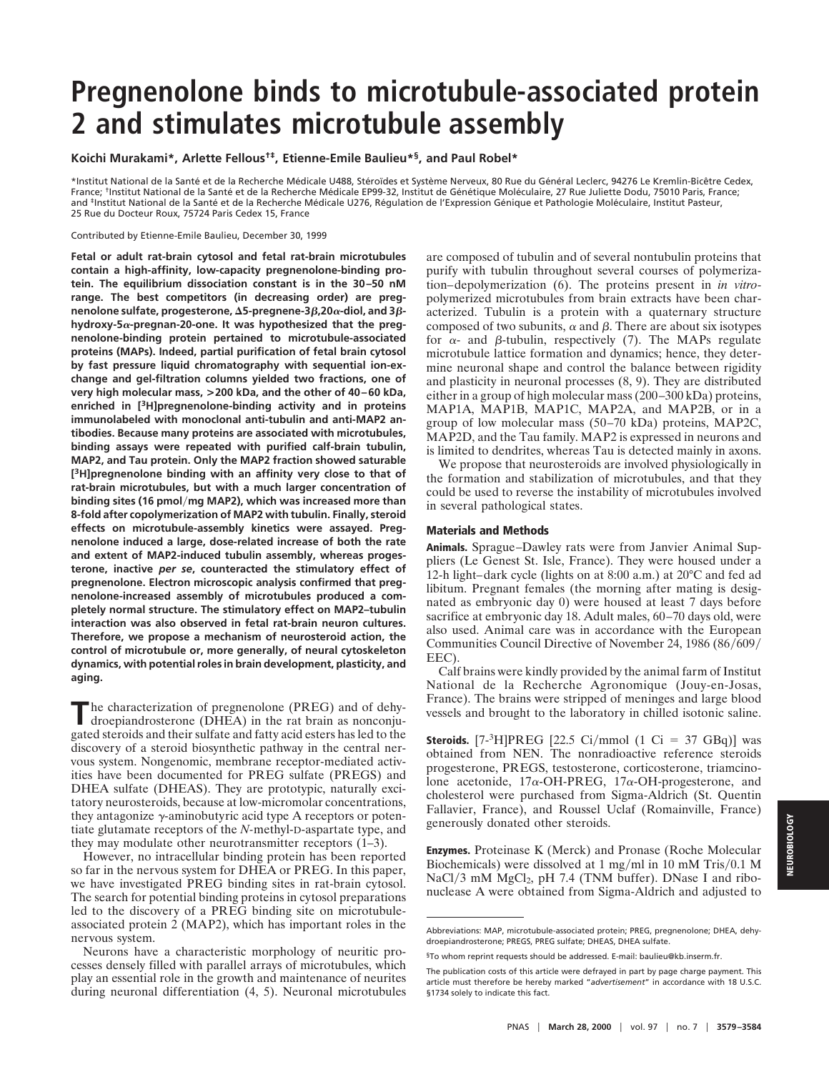# Pregnenolone binds to microtubule-associated protein 2 and stimulates microtubule assembly

**Koichi Murakami\*, Arlette Fellous†‡, Etienne-Emile Baulieu\*§, and Paul Robel\***

\*Institut National de la Santé et de la Recherche Médicale U488, Stéroïdes et Système Nerveux, 80 Rue du Général Leclerc, 94276 Le Kremlin-Bicêtre Cedex, France; †Institut National de la Santé et de la Recherche Médicale EP99-32, Institut de Génétique Moléculaire, 27 Rue Juliette Dodu, 75010 Paris, France; and ‡Institut National de la Santé et de la Recherche Médicale U276, Régulation de l'Expression Génique et Pathologie Moléculaire, Institut Pasteur, 25 Rue du Docteur Roux, 75724 Paris Cedex 15, France

Contributed by Etienne-Emile Baulieu, December 30, 1999

**Fetal or adult rat-brain cytosol and fetal rat-brain microtubules contain a high-affinity, low-capacity pregnenolone-binding protein. The equilibrium dissociation constant is in the 30–50 nM range. The best competitors (in decreasing order) are pregnenolone sulfate, progesterone, Δ5-pregnene-3β,20α-diol, and 3β-hydroxy-5α-pregnan-20-one. It was hypothesized that the pregnenolone-binding protein pertained to microtubule-associated proteins (MAPs). Indeed, partial purification of fetal brain cytosol by fast pressure liquid chromatography with sequential ion-exchange and gel-filtration columns yielded two fractions, one of very high molecular mass, >200 kDa, and the other of 40–60 kDa, enriched in [$^3$H]pregnenolone-binding activity and in proteins immunolabeled with monoclonal anti-tubulin and anti-MAP2 antibodies. Because many proteins are associated with microtubules, binding assays were repeated with purified calf-brain tubulin, MAP2, and Tau protein. Only the MAP2 fraction showed saturable [$^3$H]pregnenolone binding with an affinity very close to that of rat-brain microtubules, but with a much larger concentration of binding sites (16 pmol/mg MAP2), which was increased more than 8-fold after copolymerization of MAP2 with tubulin. Finally, steroid effects on microtubule-assembly kinetics were assayed. Pregnenolone induced a large, dose-related increase of both the rate and extent of MAP2-induced tubulin assembly, whereas progesterone, inactive *per se*, counteracted the stimulatory effect of pregnenolone. Electron microscopic analysis confirmed that pregnenolone-increased assembly of microtubules produced a completely normal structure. The stimulatory effect on MAP2–tubulin interaction was also observed in fetal rat-brain neuron cultures. Therefore, we propose a mechanism of neurosteroid action, the control of microtubule or, more generally, of neural cytoskeleton dynamics, with potential roles in brain development, plasticity, and aging.**

The characterization of pregnenolone (PREG) and of dehydroepiandrosterone (DHEA) in the rat brain as nonconjugated steroids and their sulfate and fatty acid esters has led to the discovery of a steroid biosynthetic pathway in the central nervous system. Nongenomic, membrane receptor-mediated activities have been documented for PREG sulfate (PREGS) and DHEA sulfate (DHEAS). They are prototypic, naturally excitatory neurosteroids, because at low-micromolar concentrations, they antagonize γ-aminobutyric acid type A receptors or potentiate glutamate receptors of the *N*-methyl-D-aspartate type, and they may modulate other neurotransmitter receptors (1–3).

However, no intracellular binding protein has been reported so far in the nervous system for DHEA or PREG. In this paper, we have investigated PREG binding sites in rat-brain cytosol. The search for potential binding proteins in cytosol preparations led to the discovery of a PREG binding site on microtubule-associated protein 2 (MAP2), which has important roles in the nervous system.

Neurons have a characteristic morphology of neuritic processes densely filled with parallel arrays of microtubules, which play an essential role in the growth and maintenance of neurites during neuronal differentiation (4, 5). Neuronal microtubules are composed of tubulin and of several nontubulin proteins that purify with tubulin throughout several courses of polymerization–depolymerization (6). The proteins present in *in vitro*-polymerized microtubules from brain extracts have been characterized. Tubulin is a protein with a quaternary structure composed of two subunits, α and β. There are about six isotypes for α- and β-tubulin, respectively (7). The MAPs regulate microtubule lattice formation and dynamics; hence, they determine neuronal shape and control the balance between rigidity and plasticity in neuronal processes (8, 9). They are distributed either in a group of high molecular mass (200–300 kDa) proteins, MAP1A, MAP1B, MAP1C, MAP2A, and MAP2B, or in a group of low molecular mass (50–70 kDa) proteins, MAP2C, MAP2D, and the Tau family. MAP2 is expressed in neurons and is limited to dendrites, whereas Tau is detected mainly in axons.

We propose that neurosteroids are involved physiologically in the formation and stabilization of microtubules, and that they could be used to reverse the instability of microtubules involved in several pathological states.

## Materials and Methods

**Animals.** Sprague–Dawley rats were from Janvier Animal Suppliers (Le Genest St. Isle, France). They were housed under a 12-h light–dark cycle (lights on at 8:00 a.m.) at 20°C and fed ad libitum. Pregnant females (the morning after mating is designated as embryonic day 0) were housed at least 7 days before sacrifice at embryonic day 18. Adult males, 60–70 days old, were also used. Animal care was in accordance with the European Communities Council Directive of November 24, 1986 (86/609/EEC).

Calf brains were kindly provided by the animal farm of Institut National de la Recherche Agronomique (Jouy-en-Josas, France). The brains were stripped of meninges and large blood vessels and brought to the laboratory in chilled isotonic saline.

**Steroids.** [7-$^3$H]PREG [22.5 Ci/mmol (1 Ci = 37 GBq)] was obtained from NEN. The nonradioactive reference steroids progesterone, PREGS, testosterone, corticosterone, triamcinolone acetonide, 17α-OH-PREG, 17α-OH-progesterone, and cholesterol were purchased from Sigma-Aldrich (St. Quentin Fallavier, France), and Roussel Uclaf (Romainville, France) generously donated other steroids.

**Enzymes.** Proteinase K (Merck) and Pronase (Roche Molecular Biochemicals) were dissolved at 1 mg/ml in 10 mM Tris/0.1 M NaCl/3 mM $MgCl_2$, pH 7.4 (TNM buffer). DNase I and ribonuclease A were obtained from Sigma-Aldrich and adjusted to

---

Abbreviations: MAP, microtubule-associated protein; PREG, pregnenolone; DHEA, dehydroepiandrosterone; PREGS, PREG sulfate; DHEAS, DHEA sulfate.

§To whom reprint requests should be addressed. E-mail: baulieu@kb.inserm.fr.

The publication costs of this article were defrayed in part by page charge payment. This article must therefore be hereby marked "*advertisement*" in accordance with 18 U.S.C. §1734 solely to indicate this fact.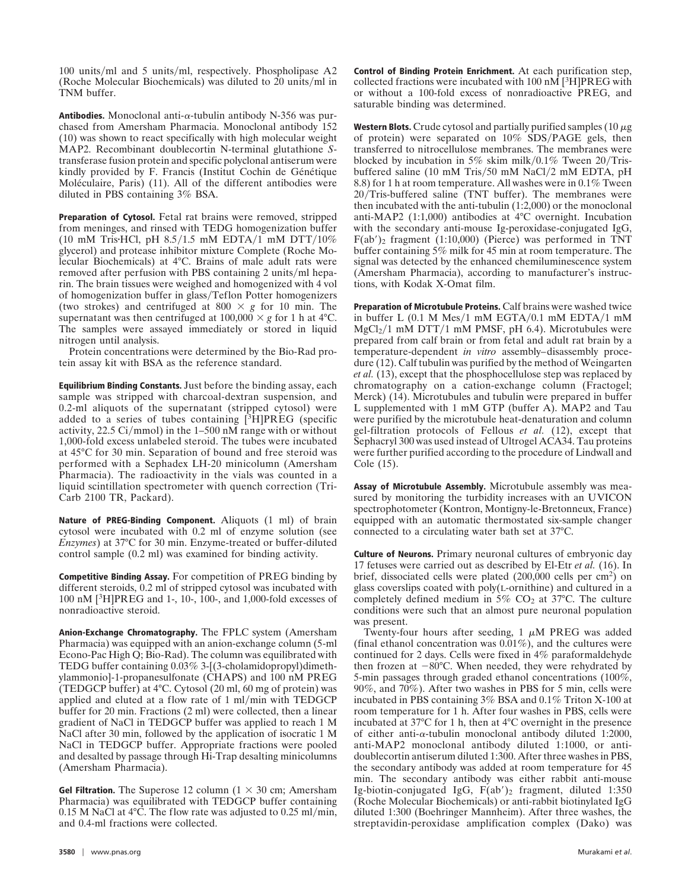100 units/ml and 5 units/ml, respectively. Phospholipase A2 (Roche Molecular Biochemicals) was diluted to 20 units/ml in TNM buffer.

**Antibodies.** Monoclonal anti-α-tubulin antibody N-356 was purchased from Amersham Pharmacia. Monoclonal antibody 152 (10) was shown to react specifically with high molecular weight MAP2. Recombinant doublecortin N-terminal glutathione *S*-transferase fusion protein and specific polyclonal antiserum were kindly provided by F. Francis (Institut Cochin de Génétique Moléculaire, Paris) (11). All of the different antibodies were diluted in PBS containing 3% BSA.

**Preparation of Cytosol.** Fetal rat brains were removed, stripped from meninges, and rinsed with TEDG homogenization buffer (10 mM Tris·HCl, pH 8.5/1.5 mM EDTA/1 mM DTT/10% glycerol) and protease inhibitor mixture Complete (Roche Molecular Biochemicals) at 4°C. Brains of male adult rats were removed after perfusion with PBS containing 2 units/ml heparin. The brain tissues were weighed and homogenized with 4 vol of homogenization buffer in glass/Teflon Potter homogenizers (two strokes) and centrifuged at 800 × *g* for 10 min. The supernatant was then centrifuged at 100,000 × *g* for 1 h at 4°C. The samples were assayed immediately or stored in liquid nitrogen until analysis.

Protein concentrations were determined by the Bio-Rad protein assay kit with BSA as the reference standard.

**Equilibrium Binding Constants.** Just before the binding assay, each sample was stripped with charcoal-dextran suspension, and 0.2-ml aliquots of the supernatant (stripped cytosol) were added to a series of tubes containing [$^3$H]PREG (specific activity, 22.5 Ci/mmol) in the 1–500 nM range with or without 1,000-fold excess unlabeled steroid. The tubes were incubated at 45°C for 30 min. Separation of bound and free steroid was performed with a Sephadex LH-20 minicolumn (Amersham Pharmacia). The radioactivity in the vials was counted in a liquid scintillation spectrometer with quench correction (Tri-Carb 2100 TR, Packard).

**Nature of PREG-Binding Component.** Aliquots (1 ml) of brain cytosol were incubated with 0.2 ml of enzyme solution (see *Enzymes*) at 37°C for 30 min. Enzyme-treated or buffer-diluted control sample (0.2 ml) was examined for binding activity.

**Competitive Binding Assay.** For competition of PREG binding by different steroids, 0.2 ml of stripped cytosol was incubated with 100 nM [$^3$H]PREG and 1-, 10-, 100-, and 1,000-fold excesses of nonradioactive steroid.

**Anion-Exchange Chromatography.** The FPLC system (Amersham Pharmacia) was equipped with an anion-exchange column (5-ml Econo-Pac High Q; Bio-Rad). The column was equilibrated with TEDG buffer containing 0.03% 3-[(3-cholamidopropyl)dimethylammonio]-1-propanesulfonate (CHAPS) and 100 nM PREG (TEDGCP buffer) at 4°C. Cytosol (20 ml, 60 mg of protein) was applied and eluted at a flow rate of 1 ml/min with TEDGCP buffer for 20 min. Fractions (2 ml) were collected, then a linear gradient of NaCl in TEDGCP buffer was applied to reach 1 M NaCl after 30 min, followed by the application of isocratic 1 M NaCl in TEDGCP buffer. Appropriate fractions were pooled and desalted by passage through Hi-Trap desalting minicolumns (Amersham Pharmacia).

**Gel Filtration.** The Superose 12 column (1 × 30 cm; Amersham Pharmacia) was equilibrated with TEDGCP buffer containing 0.15 M NaCl at 4°C. The flow rate was adjusted to 0.25 ml/min, and 0.4-ml fractions were collected.

**Control of Binding Protein Enrichment.** At each purification step, collected fractions were incubated with 100 nM [$^3$H]PREG with or without a 100-fold excess of nonradioactive PREG, and saturable binding was determined.

**Western Blots.** Crude cytosol and partially purified samples (10 μg of protein) were separated on 10% SDS/PAGE gels, then transferred to nitrocellulose membranes. The membranes were blocked by incubation in 5% skim milk/0.1% Tween 20/Tris-buffered saline (10 mM Tris/50 mM NaCl/2 mM EDTA, pH 8.8) for 1 h at room temperature. All washes were in 0.1% Tween 20/Tris-buffered saline (TNT buffer). The membranes were then incubated with the anti-tubulin (1:2,000) or the monoclonal anti-MAP2 (1:1,000) antibodies at 4°C overnight. Incubation with the secondary anti-mouse Ig-peroxidase-conjugated IgG, F(ab′)$_2$ fragment (1:10,000) (Pierce) was performed in TNT buffer containing 5% milk for 45 min at room temperature. The signal was detected by the enhanced chemiluminescence system (Amersham Pharmacia), according to manufacturer's instructions, with Kodak X-Omat film.

**Preparation of Microtubule Proteins.** Calf brains were washed twice in buffer L (0.1 M Mes/1 mM EGTA/0.1 mM EDTA/1 mM $MgCl_2$/1 mM DTT/1 mM PMSF, pH 6.4). Microtubules were prepared from calf brain or from fetal and adult rat brain by a temperature-dependent *in vitro* assembly–disassembly procedure (12). Calf tubulin was purified by the method of Weingarten *et al.* (13), except that the phosphocellulose step was replaced by chromatography on a cation-exchange column (Fractogel; Merck) (14). Microtubules and tubulin were prepared in buffer L supplemented with 1 mM GTP (buffer A). MAP2 and Tau were purified by the microtubule heat-denaturation and column gel-filtration protocols of Fellous *et al.* (12), except that Sephacryl 300 was used instead of Ultrogel ACA34. Tau proteins were further purified according to the procedure of Lindwall and Cole (15).

**Assay of Microtubule Assembly.** Microtubule assembly was measured by monitoring the turbidity increases with an UVICON spectrophotometer (Kontron, Montigny-le-Bretonneux, France) equipped with an automatic thermostated six-sample changer connected to a circulating water bath set at 37°C.

**Culture of Neurons.** Primary neuronal cultures of embryonic day 17 fetuses were carried out as described by El-Etr *et al.* (16). In brief, dissociated cells were plated (200,000 cells per cm$^2$) on glass coverslips coated with poly(L-ornithine) and cultured in a completely defined medium in 5% $CO_2$ at 37°C. The culture conditions were such that an almost pure neuronal population was present.

Twenty-four hours after seeding, 1 μM PREG was added (final ethanol concentration was 0.01%), and the cultures were continued for 2 days. Cells were fixed in 4% paraformaldehyde then frozen at −80°C. When needed, they were rehydrated by 5-min passages through graded ethanol concentrations (100%, 90%, and 70%). After two washes in PBS for 5 min, cells were incubated in PBS containing 3% BSA and 0.1% Triton X-100 at room temperature for 1 h. After four washes in PBS, cells were incubated at 37°C for 1 h, then at 4°C overnight in the presence of either anti-α-tubulin monoclonal antibody diluted 1:2000, anti-MAP2 monoclonal antibody diluted 1:1000, or anti-doublecortin antiserum diluted 1:300. After three washes in PBS, the secondary antibody was added at room temperature for 45 min. The secondary antibody was either rabbit anti-mouse Ig-biotin-conjugated IgG, F(ab′)$_2$ fragment, diluted 1:350 (Roche Molecular Biochemicals) or anti-rabbit biotinylated IgG diluted 1:300 (Boehringer Mannheim). After three washes, the streptavidin-peroxidase amplification complex (Dako) was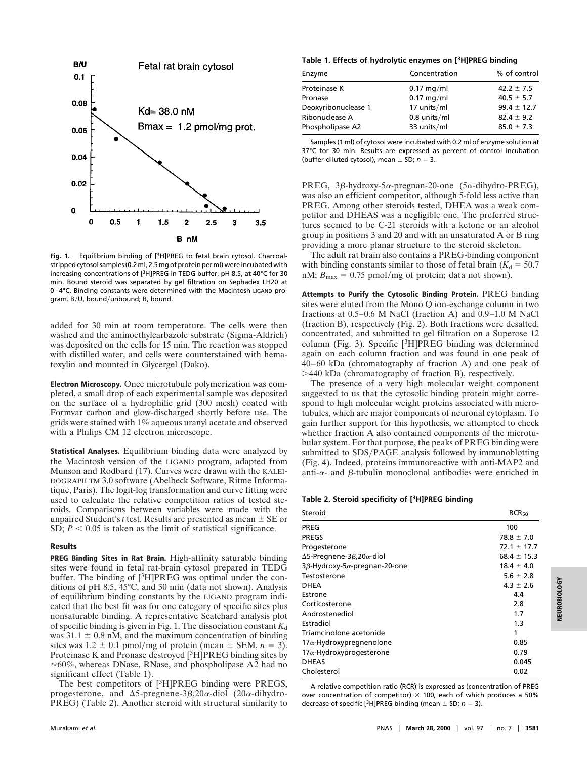Fig. 1. Equilibrium binding of [$^3$H]PREG to fetal brain cytosol. Charcoal-stripped cytosol samples (0.2 ml, 2.5 mg of protein per ml) were incubated with increasing concentrations of [$^3$H]PREG in TEDG buffer, pH 8.5, at 40°C for 30 min. Bound steroid was separated by gel filtration on Sephadex LH20 at 0–4°C. Binding constants were determined with the Macintosh LIGAND program. B/U, bound/unbound; B, bound.

added for 30 min at room temperature. The cells were then washed and the aminoethylcarbazole substrate (Sigma-Aldrich) was deposited on the cells for 15 min. The reaction was stopped with distilled water, and cells were counterstained with hematoxylin and mounted in Glycergel (Dako).

**Electron Microscopy.** Once microtubule polymerization was completed, a small drop of each experimental sample was deposited on the surface of a hydrophilic grid (300 mesh) coated with Formvar carbon and glow-discharged shortly before use. The grids were stained with 1% aqueous uranyl acetate and observed with a Philips CM 12 electron microscope.

**Statistical Analyses.** Equilibrium binding data were analyzed by the Macintosh version of the LIGAND program, adapted from Munson and Rodbard (17). Curves were drawn with the KALEIDOGRAPH TM 3.0 software (Abelbeck Software, Ritme Informatique, Paris). The logit-log transformation and curve fitting were used to calculate the relative competition ratios of tested steroids. Comparisons between variables were made with the unpaired Student's $t$ test. Results are presented as mean ± SE or SD; $P < 0.05$ is taken as the limit of statistical significance.

## Results

**PREG Binding Sites in Rat Brain.** High-affinity saturable binding sites were found in fetal rat-brain cytosol prepared in TEDG buffer. The binding of [$^3$H]PREG was optimal under the conditions of pH 8.5, 45°C, and 30 min (data not shown). Analysis of equilibrium binding constants by the LIGAND program indicated that the best fit was for one category of specific sites plus nonsaturable binding. A representative Scatchard analysis plot of specific binding is given in Fig. 1. The dissociation constant $K_d$ was 31.1 ± 0.8 nM, and the maximum concentration of binding sites was 1.2 ± 0.1 pmol/mg of protein (mean ± SEM, $n$ = 3). Proteinase K and Pronase destroyed [$^3$H]PREG binding sites by ≈60%, whereas DNase, RNase, and phospholipase A2 had no significant effect (Table 1).

The best competitors of [$^3$H]PREG binding were PREGS, progesterone, and Δ5-pregnene-3β,20α-diol (20α-dihydro-PREG) (Table 2). Another steroid with structural similarity to PREG, 3β-hydroxy-5α-pregnan-20-one (5α-dihydro-PREG), was also an efficient competitor, although 5-fold less active than PREG. Among other steroids tested, DHEA was a weak competitor and DHEAS was a negligible one. The preferred structures seemed to be C-21 steroids with a ketone or an alcohol group in positions 3 and 20 and with an unsaturated A or B ring providing a more planar structure to the steroid skeleton.

The adult rat brain also contains a PREG-binding component with binding constants similar to those of fetal brain ($K_d$ = 50.7 nM; $B_{max}$ = 0.75 pmol/mg of protein; data not shown).

**Attempts to Purify the Cytosolic Binding Protein.** PREG binding sites were eluted from the Mono Q ion-exchange column in two fractions at 0.5–0.6 M NaCl (fraction A) and 0.9–1.0 M NaCl (fraction B), respectively (Fig. 2). Both fractions were desalted, concentrated, and submitted to gel filtration on a Superose 12 column (Fig. 3). Specific [$^3$H]PREG binding was determined again on each column fraction and was found in one peak of 40–60 kDa (chromatography of fraction A) and one peak of >440 kDa (chromatography of fraction B), respectively.

The presence of a very high molecular weight component suggested to us that the cytosolic binding protein might correspond to high molecular weight proteins associated with microtubules, which are major components of neuronal cytoplasm. To gain further support for this hypothesis, we attempted to check whether fraction A also contained components of the microtubular system. For that purpose, the peaks of PREG binding were submitted to SDS/PAGE analysis followed by immunoblotting (Fig. 4). Indeed, proteins immunoreactive with anti-MAP2 and anti-α- and β-tubulin monoclonal antibodies were enriched in

**Table 1. Effects of hydrolytic enzymes on [$^3$H]PREG binding**

| Enzyme | Concentration | % of control |
|---|---|---|
| Proteinase K | 0.17 mg/ml | 42.2 ± 7.5 |
| Pronase | 0.17 mg/ml | 40.5 ± 5.7 |
| Deoxyribonuclease 1 | 17 units/ml | 99.4 ± 12.7 |
| Ribonuclease A | 0.8 units/ml | 82.4 ± 9.2 |
| Phospholipase A2 | 33 units/ml | 85.0 ± 7.3 |

Samples (1 ml) of cytosol were incubated with 0.2 ml of enzyme solution at 37°C for 30 min. Results are expressed as percent of control incubation (buffer-diluted cytosol), mean ± SD; $n$ = 3.

**Table 2. Steroid specificity of [$^3$H]PREG binding**

| Steroid | $RCR_{50}$ |
|---|---|
| PREG | 100 |
| PREGS | 78.8 ± 7.0 |
| Progesterone | 72.1 ± 17.7 |
| Δ5-Pregnene-3β,20α-diol | 68.4 ± 15.3 |
| 3β-Hydroxy-5α-pregnan-20-one | 18.4 ± 4.0 |
| Testosterone | 5.6 ± 2.8 |
| DHEA | 4.3 ± 2.6 |
| Estrone | 4.4 |
| Corticosterone | 2.8 |
| Androstenediol | 1.7 |
| Estradiol | 1.3 |
| Triamcinolone acetonide | 1 |
| 17α-Hydroxypregnenolone | 0.85 |
| 17α-Hydroxyprogesterone | 0.79 |
| DHEAS | 0.045 |
| Cholesterol | 0.02 |

A relative competition ratio (RCR) is expressed as (concentration of PREG over concentration of competitor) × 100, each of which produces a 50% decrease of specific [$^3$H]PREG binding (mean ± SD; $n$ = 3).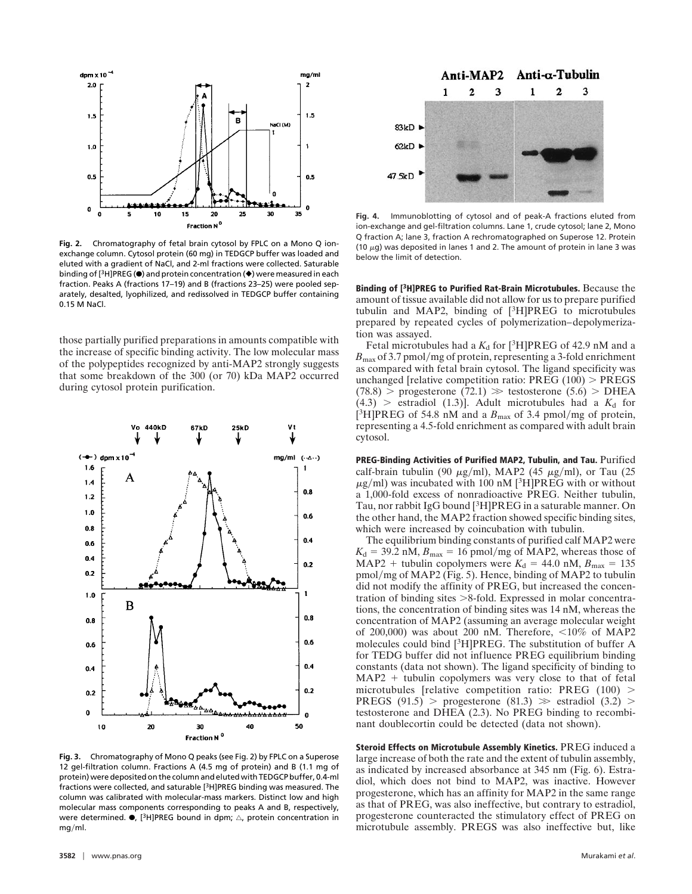Fig. 2. Chromatography of fetal brain cytosol by FPLC on a Mono Q ion-exchange column. Cytosol protein (60 mg) in TEDGCP buffer was loaded and eluted with a gradient of NaCl, and 2-ml fractions were collected. Saturable binding of [$^3$H]PREG (●) and protein concentration (◆) were measured in each fraction. Peaks A (fractions 17–19) and B (fractions 23–25) were pooled separately, desalted, lyophilized, and redissolved in TEDGCP buffer containing 0.15 M NaCl.

those partially purified preparations in amounts compatible with the increase of specific binding activity. The low molecular mass of the polypeptides recognized by anti-MAP2 strongly suggests that some breakdown of the 300 (or 70) kDa MAP2 occurred during cytosol protein purification.

Fig. 3. Chromatography of Mono Q peaks (see Fig. 2) by FPLC on a Superose 12 gel-filtration column. Fractions A (4.5 mg of protein) and B (1.1 mg of protein) were deposited on the column and eluted with TEDGCP buffer, 0.4-ml fractions were collected, and saturable [$^3$H]PREG binding was measured. The column was calibrated with molecular-mass markers. Distinct low and high molecular mass components corresponding to peaks A and B, respectively, were determined. ●, [$^3$H]PREG bound in dpm; △, protein concentration in mg/ml.

Fig. 4. Immunoblotting of cytosol and of peak-A fractions eluted from ion-exchange and gel-filtration columns. Lane 1, crude cytosol; lane 2, Mono Q fraction A; lane 3, fraction A rechromatographed on Superose 12. Protein (10 $\mu$g) was deposited in lanes 1 and 2. The amount of protein in lane 3 was below the limit of detection.

**Binding of [$^3$H]PREG to Purified Rat-Brain Microtubules.** Because the amount of tissue available did not allow for us to prepare purified tubulin and MAP2, binding of [$^3$H]PREG to microtubules prepared by repeated cycles of polymerization–depolymerization was assayed.

Fetal microtubules had a $K_d$ for [$^3$H]PREG of 42.9 nM and a $B_{max}$ of 3.7 pmol/mg of protein, representing a 3-fold enrichment as compared with fetal brain cytosol. The ligand specificity was unchanged [relative competition ratio: PREG (100) > PREGS (78.8) > progesterone (72.1) ≫ testosterone (5.6) > DHEA (4.3) > estradiol (1.3)]. Adult microtubules had a $K_d$ for [$^3$H]PREG of 54.8 nM and a $B_{max}$ of 3.4 pmol/mg of protein, representing a 4.5-fold enrichment as compared with adult brain cytosol.

**PREG-Binding Activities of Purified MAP2, Tubulin, and Tau.** Purified calf-brain tubulin (90 $\mu$g/ml), MAP2 (45 $\mu$g/ml), or Tau (25 $\mu$g/ml) was incubated with 100 nM [$^3$H]PREG with or without a 1,000-fold excess of nonradioactive PREG. Neither tubulin, Tau, nor rabbit IgG bound [$^3$H]PREG in a saturable manner. On the other hand, the MAP2 fraction showed specific binding sites, which were increased by coincubation with tubulin.

The equilibrium binding constants of purified calf MAP2 were $K_d$ = 39.2 nM, $B_{max}$ = 16 pmol/mg of MAP2, whereas those of MAP2 + tubulin copolymers were $K_d$ = 44.0 nM, $B_{max}$ = 135 pmol/mg of MAP2 (Fig. 5). Hence, binding of MAP2 to tubulin did not modify the affinity of PREG, but increased the concentration of binding sites >8-fold. Expressed in molar concentrations, the concentration of binding sites was 14 nM, whereas the concentration of MAP2 (assuming an average molecular weight of 200,000) was about 200 nM. Therefore, <10% of MAP2 molecules could bind [$^3$H]PREG. The substitution of buffer A for TEDG buffer did not influence PREG equilibrium binding constants (data not shown). The ligand specificity of binding to MAP2 + tubulin copolymers was very close to that of fetal microtubules [relative competition ratio: PREG (100) > PREGS (91.5) > progesterone (81.3) ≫ estradiol (3.2) > testosterone and DHEA (2.3). No PREG binding to recombinant doublecortin could be detected (data not shown).

**Steroid Effects on Microtubule Assembly Kinetics.** PREG induced a large increase of both the rate and the extent of tubulin assembly, as indicated by increased absorbance at 345 nm (Fig. 6). Estradiol, which does not bind to MAP2, was inactive. However progesterone, which has an affinity for MAP2 in the same range as that of PREG, was also ineffective, but contrary to estradiol, progesterone counteracted the stimulatory effect of PREG on microtubule assembly. PREGS was also ineffective but, like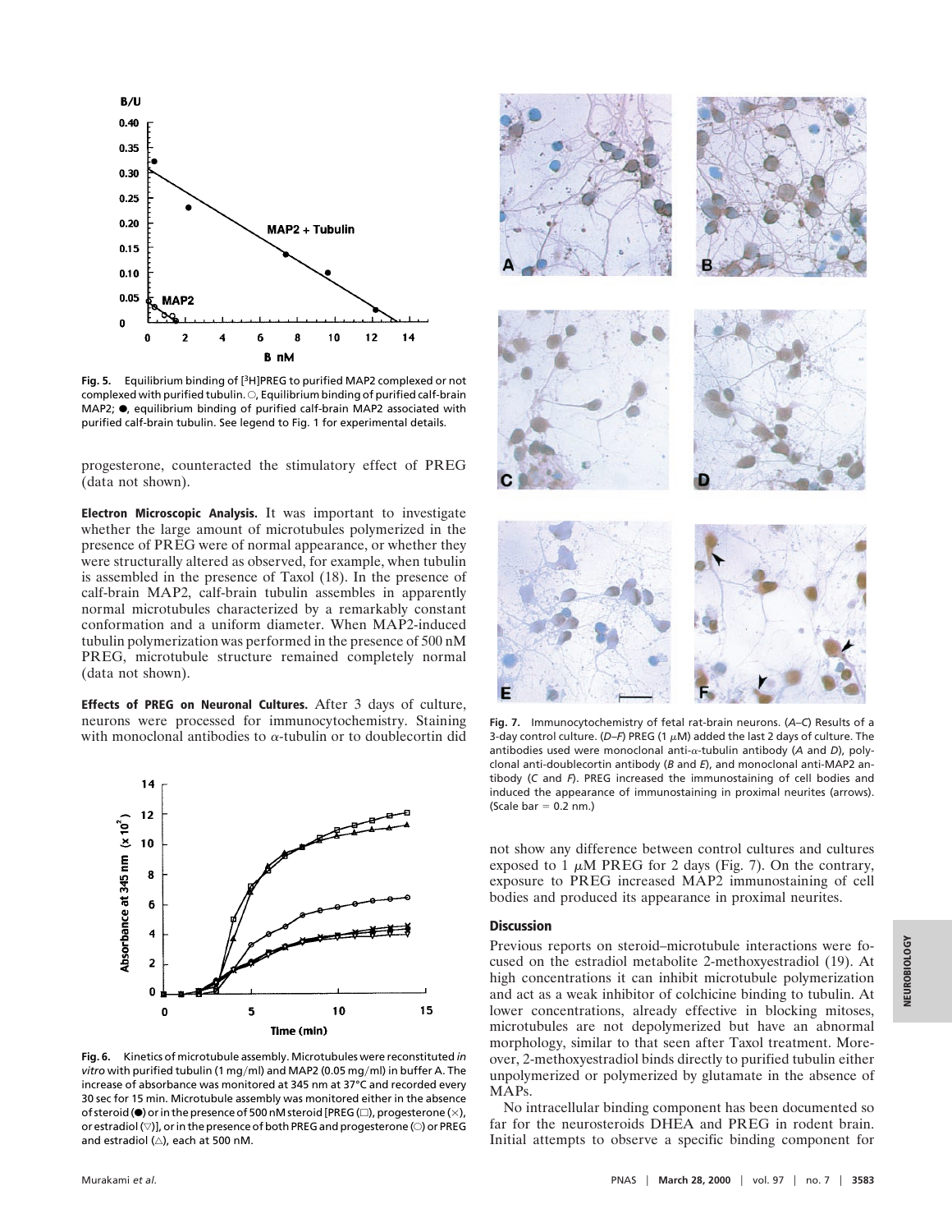**Fig. 5.** Equilibrium binding of [$^3$H]PREG to purified MAP2 complexed or not complexed with purified tubulin. ○, Equilibrium binding of purified calf-brain MAP2; ●, equilibrium binding of purified calf-brain MAP2 associated with purified calf-brain tubulin. See legend to Fig. 1 for experimental details.

progesterone, counteracted the stimulatory effect of PREG (data not shown).

**Electron Microscopic Analysis.** It was important to investigate whether the large amount of microtubules polymerized in the presence of PREG were of normal appearance, or whether they were structurally altered as observed, for example, when tubulin is assembled in the presence of Taxol (18). In the presence of calf-brain MAP2, calf-brain tubulin assembles in apparently normal microtubules characterized by a remarkably constant conformation and a uniform diameter. When MAP2-induced tubulin polymerization was performed in the presence of 500 nM PREG, microtubule structure remained completely normal (data not shown).

**Effects of PREG on Neuronal Cultures.** After 3 days of culture, neurons were processed for immunocytochemistry. Staining with monoclonal antibodies to α-tubulin or to doublecortin did not show any difference between control cultures and cultures exposed to 1 μM PREG for 2 days (Fig. 7). On the contrary, exposure to PREG increased MAP2 immunostaining of cell bodies and produced its appearance in proximal neurites.

**Fig. 6.** Kinetics of microtubule assembly. Microtubules were reconstituted *in vitro* with purified tubulin (1 mg/ml) and MAP2 (0.05 mg/ml) in buffer A. The increase of absorbance was monitored at 345 nm at 37°C and recorded every 30 sec for 15 min. Microtubule assembly was monitored either in the absence of steroid (●) or in the presence of 500 nM steroid [PREG (□), progesterone (×), or estradiol (▽)], or in the presence of both PREG and progesterone (○) or PREG and estradiol (△), each at 500 nM.

**Fig. 7.** Immunocytochemistry of fetal rat-brain neurons. (*A–C*) Results of a 3-day control culture. (*D–F*) PREG (1 μM) added the last 2 days of culture. The antibodies used were monoclonal anti-α-tubulin antibody (*A* and *D*), polyclonal anti-doublecortin antibody (*B* and *E*), and monoclonal anti-MAP2 antibody (*C* and *F*). PREG increased the immunostaining of cell bodies and induced the appearance of immunostaining in proximal neurites (arrows). (Scale bar = 0.2 nm.)

## Discussion

Previous reports on steroid–microtubule interactions were focused on the estradiol metabolite 2-methoxyestradiol (19). At high concentrations it can inhibit microtubule polymerization and act as a weak inhibitor of colchicine binding to tubulin. At lower concentrations, already effective in blocking mitoses, microtubules are not depolymerized but have an abnormal morphology, similar to that seen after Taxol treatment. Moreover, 2-methoxyestradiol binds directly to purified tubulin either unpolymerized or polymerized by glutamate in the absence of MAPs.

No intracellular binding component has been documented so far for the neurosteroids DHEA and PREG in rodent brain. Initial attempts to observe a specific binding component for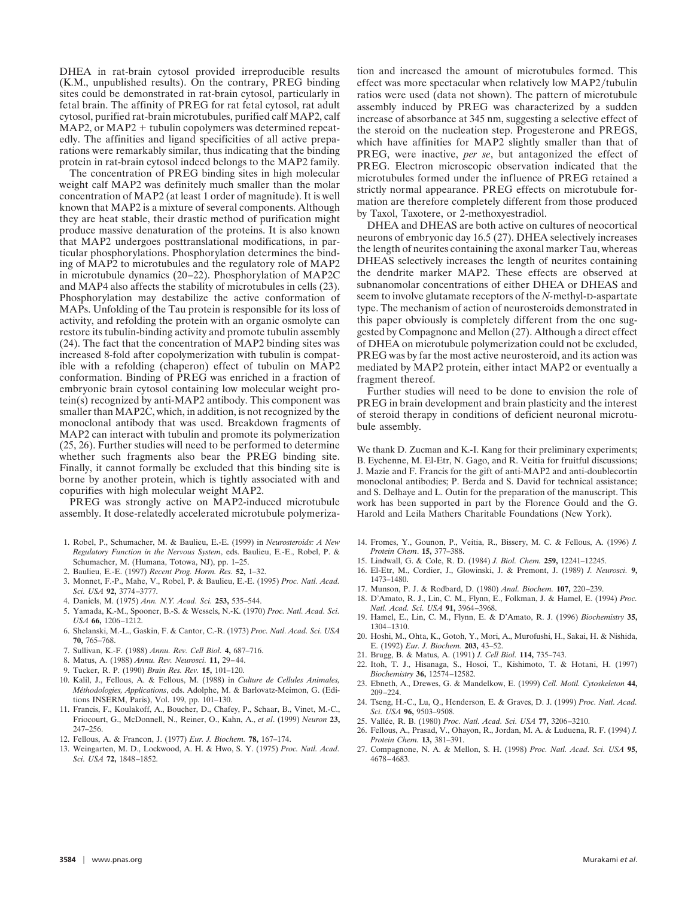DHEA in rat-brain cytosol provided irreproducible results (K.M., unpublished results). On the contrary, PREG binding sites could be demonstrated in rat-brain cytosol, particularly in fetal brain. The affinity of PREG for rat fetal cytosol, rat adult cytosol, purified rat-brain microtubules, purified calf MAP2, calf MAP2, or MAP2 + tubulin copolymers was determined repeatedly. The affinities and ligand specificities of all active preparations were remarkably similar, thus indicating that the binding protein in rat-brain cytosol indeed belongs to the MAP2 family.

The concentration of PREG binding sites in high molecular weight calf MAP2 was definitely much smaller than the molar concentration of MAP2 (at least 1 order of magnitude). It is well known that MAP2 is a mixture of several components. Although they are heat stable, their drastic method of purification might produce massive denaturation of the proteins. It is also known that MAP2 undergoes posttranslational modifications, in particular phosphorylations. Phosphorylation determines the binding of MAP2 to microtubules and the regulatory role of MAP2 in microtubule dynamics (20–22). Phosphorylation of MAP2C and MAP4 also affects the stability of microtubules in cells (23). Phosphorylation may destabilize the active conformation of MAPs. Unfolding of the Tau protein is responsible for its loss of activity, and refolding the protein with an organic osmolyte can restore its tubulin-binding activity and promote tubulin assembly (24). The fact that the concentration of MAP2 binding sites was increased 8-fold after copolymerization with tubulin is compatible with a refolding (chaperon) effect of tubulin on MAP2 conformation. Binding of PREG was enriched in a fraction of embryonic brain cytosol containing low molecular weight protein(s) recognized by anti-MAP2 antibody. This component was smaller than MAP2C, which, in addition, is not recognized by the monoclonal antibody that was used. Breakdown fragments of MAP2 can interact with tubulin and promote its polymerization (25, 26). Further studies will need to be performed to determine whether such fragments also bear the PREG binding site. Finally, it cannot formally be excluded that this binding site is borne by another protein, which is tightly associated with and copurifies with high molecular weight MAP2.

PREG was strongly active on MAP2-induced microtubule assembly. It dose-relatedly accelerated microtubule polymerization and increased the amount of microtubules formed. This effect was more spectacular when relatively low MAP2/tubulin ratios were used (data not shown). The pattern of microtubule assembly induced by PREG was characterized by a sudden increase of absorbance at 345 nm, suggesting a selective effect of the steroid on the nucleation step. Progesterone and PREGS, which have affinities for MAP2 slightly smaller than that of PREG, were inactive, *per se*, but antagonized the effect of PREG. Electron microscopic observation indicated that the microtubules formed under the influence of PREG retained a strictly normal appearance. PREG effects on microtubule formation are therefore completely different from those produced by Taxol, Taxotere, or 2-methoxyestradiol.

DHEA and DHEAS are both active on cultures of neocortical neurons of embryonic day 16.5 (27). DHEA selectively increases the length of neurites containing the axonal marker Tau, whereas DHEAS selectively increases the length of neurites containing the dendrite marker MAP2. These effects are observed at subnanomolar concentrations of either DHEA or DHEAS and seem to involve glutamate receptors of the *N*-methyl-D-aspartate type. The mechanism of action of neurosteroids demonstrated in this paper obviously is completely different from the one suggested by Compagnone and Mellon (27). Although a direct effect of DHEA on microtubule polymerization could not be excluded, PREG was by far the most active neurosteroid, and its action was mediated by MAP2 protein, either intact MAP2 or eventually a fragment thereof.

Further studies will need to be done to envision the role of PREG in brain development and brain plasticity and the interest of steroid therapy in conditions of deficient neuronal microtubule assembly.

We thank D. Zucman and K.-I. Kang for their preliminary experiments; B. Eychenne, M. El-Etr, N. Gago, and R. Veitia for fruitful discussions; J. Mazie and F. Francis for the gift of anti-MAP2 and anti-doublecortin monoclonal antibodies; P. Berda and S. David for technical assistance; and S. Delhaye and L. Outin for the preparation of the manuscript. This work has been supported in part by the Florence Gould and the G. Harold and Leila Mathers Charitable Foundations (New York).

1. Robel, P., Schumacher, M. & Baulieu, E.-E. (1999) in *Neurosteroids: A New Regulatory Function in the Nervous System*, eds. Baulieu, E.-E., Robel, P. & Schumacher, M. (Humana, Totowa, NJ), pp. 1–25.
2. Baulieu, E.-E. (1997) *Recent Prog. Horm. Res.* **52,** 1–32.
3. Monnet, F.-P., Mahe, V., Robel, P. & Baulieu, E.-E. (1995) *Proc. Natl. Acad. Sci. USA* **92,** 3774–3777.
4. Daniels, M. (1975) *Ann. N.Y. Acad. Sci.* **253,** 535–544.
5. Yamada, K.-M., Spooner, B.-S. & Wessels, N.-K. (1970) *Proc. Natl. Acad. Sci. USA* **66,** 1206–1212.
6. Shelanski, M.-L., Gaskin, F. & Cantor, C.-R. (1973) *Proc. Natl. Acad. Sci. USA* **70,** 765–768.
7. Sullivan, K.-F. (1988) *Annu. Rev. Cell Biol.* **4,** 687–716.
8. Matus, A. (1988) *Annu. Rev. Neurosci.* **11,** 29–44.
9. Tucker, R. P. (1990) *Brain Res. Rev.* **15,** 101–120.
10. Kalil, J., Fellous, A. & Fellous, M. (1988) in *Culture de Cellules Animales, Méthodologies, Applications*, eds. Adolphe, M. & Barlovatz-Meimon, G. (Editions INSERM, Paris), Vol. 199, pp. 101–130.
11. Francis, F., Koulakoff, A., Boucher, D., Chafey, P., Schaar, B., Vinet, M.-C., Friocourt, G., McDonnell, N., Reiner, O., Kahn, A., *et al*. (1999) *Neuron* **23,** 247–256.
12. Fellous, A. & Francon, J. (1977) *Eur. J. Biochem.* **78,** 167–174.
13. Weingarten, M. D., Lockwood, A. H. & Hwo, S. Y. (1975) *Proc. Natl. Acad. Sci. USA* **72,** 1848–1852.
14. Fromes, Y., Gounon, P., Veitia, R., Bissery, M. C. & Fellous, A. (1996) *J. Protein Chem*. **15,** 377–388.
15. Lindwall, G. & Cole, R. D. (1984) *J. Biol. Chem.* **259,** 12241–12245.
16. El-Etr, M., Cordier, J., Glowinski, J. & Premont, J. (1989) *J. Neurosci.* **9,** 1473–1480.
17. Munson, P. J. & Rodbard, D. (1980) *Anal. Biochem.* **107,** 220–239.
18. D'Amato, R. J., Lin, C. M., Flynn, E., Folkman, J. & Hamel, E. (1994) *Proc. Natl. Acad. Sci. USA* **91,** 3964–3968.
19. Hamel, E., Lin, C. M., Flynn, E. & D'Amato, R. J. (1996) *Biochemistry* **35,** 1304–1310.
20. Hoshi, M., Ohta, K., Gotoh, Y., Mori, A., Murofushi, H., Sakai, H. & Nishida, E. (1992) *Eur. J. Biochem.* **203,** 43–52.
21. Brugg, B. & Matus, A. (1991) *J. Cell Biol.* **114,** 735–743.
22. Itoh, T. J., Hisanaga, S., Hosoi, T., Kishimoto, T. & Hotani, H. (1997) *Biochemistry* **36,** 12574–12582.
23. Ebneth, A., Drewes, G. & Mandelkow, E. (1999) *Cell. Motil. Cytoskeleton* **44,** 209–224.
24. Tseng, H.-C., Lu, Q., Henderson, E. & Graves, D. J. (1999) *Proc. Natl. Acad. Sci. USA* **96,** 9503–9508.
25. Vallée, R. B. (1980) *Proc. Natl. Acad. Sci. USA* **77,** 3206–3210.
26. Fellous, A., Prasad, V., Ohayon, R., Jordan, M. A. & Luduena, R. F. (1994) *J. Protein Chem.* **13,** 381–391.
27. Compagnone, N. A. & Mellon, S. H. (1998) *Proc. Natl. Acad. Sci. USA* **95,** 4678–4683.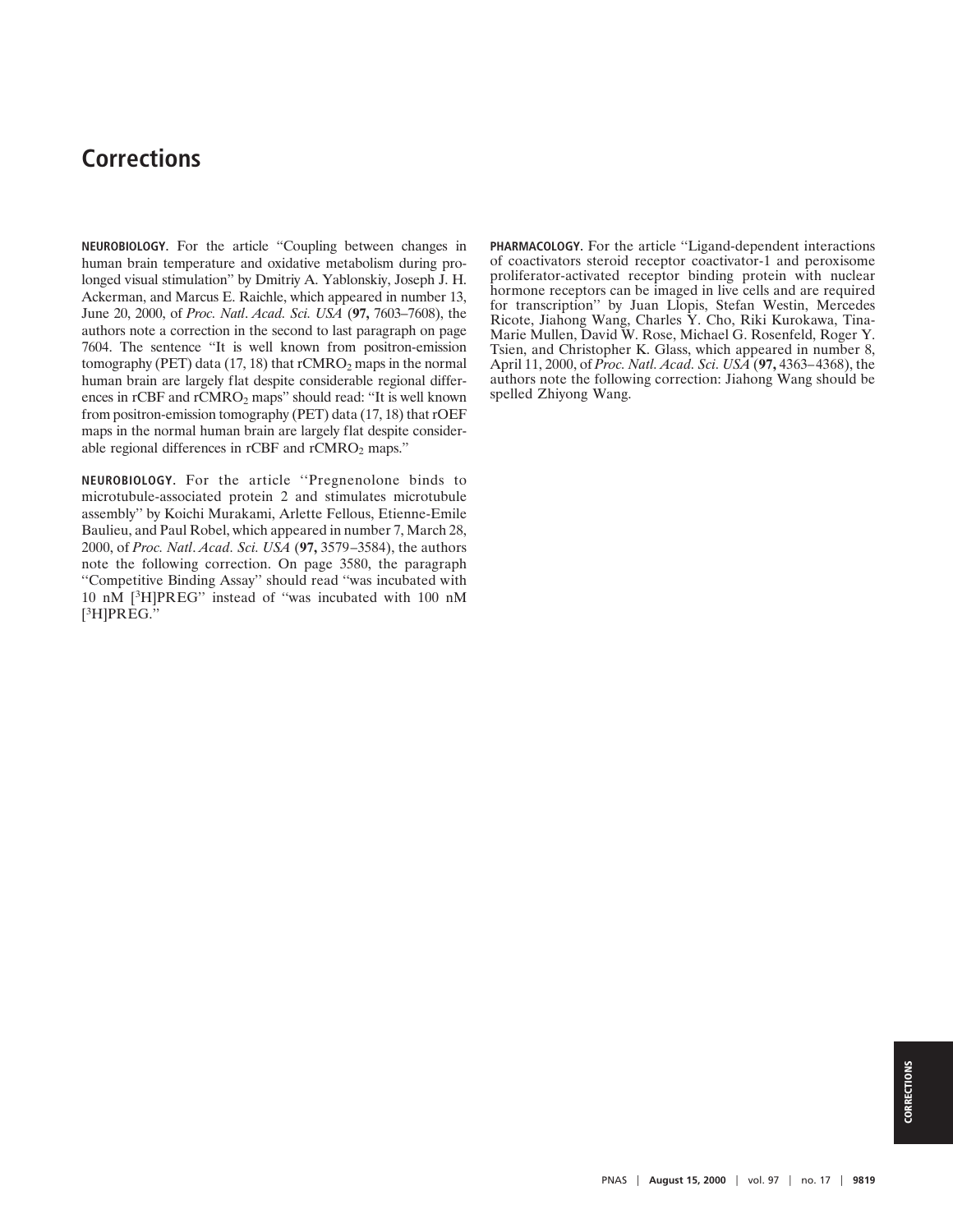# Corrections

**NEUROBIOLOGY.** For the article "Coupling between changes in human brain temperature and oxidative metabolism during prolonged visual stimulation" by Dmitriy A. Yablonskiy, Joseph J. H. Ackerman, and Marcus E. Raichle, which appeared in number 13, June 20, 2000, of *Proc. Natl. Acad. Sci. USA* (**97,** 7603–7608), the authors note a correction in the second to last paragraph on page 7604. The sentence "It is well known from positron-emission tomography (PET) data (17, 18) that $rCMRO_2$ maps in the normal human brain are largely flat despite considerable regional differences in rCBF and $rCMRO_2$ maps" should read: "It is well known from positron-emission tomography (PET) data (17, 18) that rOEF maps in the normal human brain are largely flat despite considerable regional differences in rCBF and $rCMRO_2$ maps."

**NEUROBIOLOGY.** For the article "Pregnenolone binds to microtubule-associated protein 2 and stimulates microtubule assembly" by Koichi Murakami, Arlette Fellous, Etienne-Emile Baulieu, and Paul Robel, which appeared in number 7, March 28, 2000, of *Proc. Natl. Acad. Sci. USA* (**97,** 3579–3584), the authors note the following correction. On page 3580, the paragraph "Competitive Binding Assay" should read "was incubated with 10 nM [$^3$H]PREG" instead of "was incubated with 100 nM [$^3$H]PREG."

**PHARMACOLOGY.** For the article "Ligand-dependent interactions of coactivators steroid receptor coactivator-1 and peroxisome proliferator-activated receptor binding protein with nuclear hormone receptors can be imaged in live cells and are required for transcription" by Juan Llopis, Stefan Westin, Mercedes Ricote, Jiahong Wang, Charles Y. Cho, Riki Kurokawa, Tina-Marie Mullen, David W. Rose, Michael G. Rosenfeld, Roger Y. Tsien, and Christopher K. Glass, which appeared in number 8, April 11, 2000, of *Proc. Natl. Acad. Sci. USA* (**97,** 4363–4368), the authors note the following correction: Jiahong Wang should be spelled Zhiyong Wang.